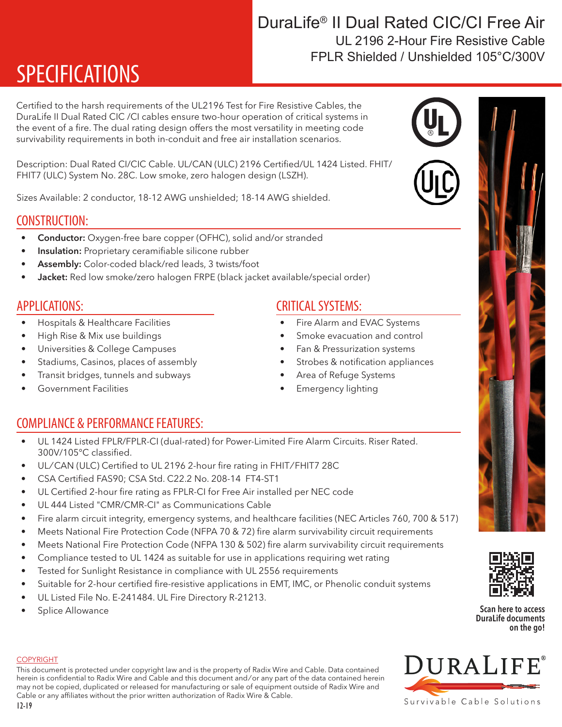# DuraLife® II Dual Rated CIC/CI Free Air

UL 2196 2-Hour Fire Resistive Cable
FPLR Shielded / Unshielded 105°C/300V

# SPECIFICATIONS

Certified to the harsh requirements of the UL2196 Test for Fire Resistive Cables, the DuraLife II Dual Rated CIC /CI cables ensure two-hour operation of critical systems in the event of a fire. The dual rating design offers the most versatility in meeting code survivability requirements in both in-conduit and free air installation scenarios.

Description: Dual Rated CI/CIC Cable. UL/CAN (ULC) 2196 Certified/UL 1424 Listed. FHIT/FHIT7 (ULC) System No. 28C. Low smoke, zero halogen design (LSZH).

Sizes Available: 2 conductor, 18-12 AWG unshielded; 18-14 AWG shielded.

## CONSTRUCTION:

- **Conductor:** Oxygen-free bare copper (OFHC), solid and/or stranded
- **Insulation:** Proprietary ceramifiable silicone rubber
- **Assembly:** Color-coded black/red leads, 3 twists/foot
- **Jacket:** Red low smoke/zero halogen FRPE (black jacket available/special order)

## APPLICATIONS:

- Hospitals & Healthcare Facilities
- High Rise & Mix use buildings
- Universities & College Campuses
- Stadiums, Casinos, places of assembly
- Transit bridges, tunnels and subways
- Government Facilities

## CRITICAL SYSTEMS:

- Fire Alarm and EVAC Systems
- Smoke evacuation and control
- Fan & Pressurization systems
- Strobes & notification appliances
- Area of Refuge Systems
- Emergency lighting

## COMPLIANCE & PERFORMANCE FEATURES:

- UL 1424 Listed FPLR/FPLR-CI (dual-rated) for Power-Limited Fire Alarm Circuits. Riser Rated. 300V/105°C classified.
- UL/CAN (ULC) Certified to UL 2196 2-hour fire rating in FHIT/FHIT7 28C
- CSA Certified FAS90; CSA Std. C22.2 No. 208-14 FT4-ST1
- UL Certified 2-hour fire rating as FPLR-CI for Free Air installed per NEC code
- UL 444 Listed "CMR/CMR-CI" as Communications Cable
- Fire alarm circuit integrity, emergency systems, and healthcare facilities (NEC Articles 760, 700 & 517)
- Meets National Fire Protection Code (NFPA 70 & 72) fire alarm survivability circuit requirements
- Meets National Fire Protection Code (NFPA 130 & 502) fire alarm survivability circuit requirements
- Compliance tested to UL 1424 as suitable for use in applications requiring wet rating
- Tested for Sunlight Resistance in compliance with UL 2556 requirements
- Suitable for 2-hour certified fire-resistive applications in EMT, IMC, or Phenolic conduit systems
- UL Listed File No. E-241484. UL Fire Directory R-21213.
- Splice Allowance

**Scan here to access DuraLife documents on the go!**

COPYRIGHT

This document is protected under copyright law and is the property of Radix Wire and Cable. Data contained herein is confidential to Radix Wire and Cable and this document and/or any part of the data contained herein may not be copied, duplicated or released for manufacturing or sale of equipment outside of Radix Wire and Cable or any affiliates without the prior written authorization of Radix Wire & Cable.

12-19

DURALIFE® Survivable Cable Solutions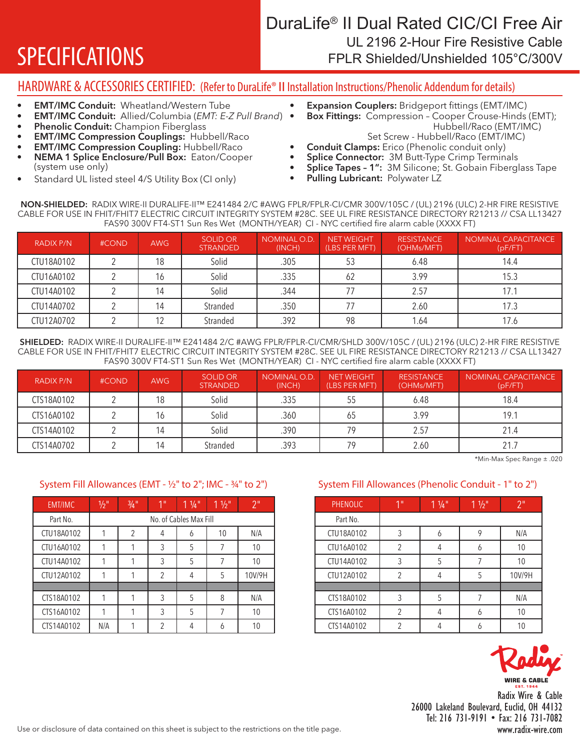# SPECIFICATIONS

## DuraLife® II Dual Rated CIC/CI Free Air
UL 2196 2-Hour Fire Resistive Cable
FPLR Shielded/Unshielded 105°C/300V

## HARDWARE & ACCESSORIES CERTIFIED: (Refer to DuraLife® II Installation Instructions/Phenolic Addendum for details)

- **EMT/IMC Conduit:** Wheatland/Western Tube
- **EMT/IMC Conduit:** Allied/Columbia (*EMT: E-Z Pull Brand*)
- **Phenolic Conduit:** Champion Fiberglass
- **EMT/IMC Compression Couplings:** Hubbell/Raco
- **EMT/IMC Compression Coupling:** Hubbell/Raco
- **NEMA 1 Splice Enclosure/Pull Box:** Eaton/Cooper (system use only)
- Standard UL listed steel 4/S Utility Box (CI only)
- **Expansion Couplers:** Bridgeport fittings (EMT/IMC)
- **Box Fittings:** Compression – Cooper Crouse-Hinds (EMT); Hubbell/Raco (EMT/IMC)
  Set Screw - Hubbell/Raco (EMT/IMC)
- **Conduit Clamps:** Erico (Phenolic conduit only)
- **Splice Connector:** 3M Butt-Type Crimp Terminals
- **Splice Tapes – 1":** 3M Silicone; St. Gobain Fiberglass Tape
- **Pulling Lubricant:** Polywater LZ

**NON-SHIELDED:** RADIX WIRE-II DURALIFE-II™ E241484 2/C #AWG FPLR/FPLR-CI/CMR 300V/105C / (UL) 2196 (ULC) 2-HR FIRE RESISTIVE CABLE FOR USE IN FHIT/FHIT7 ELECTRIC CIRCUIT INTEGRITY SYSTEM #28C. SEE UL FIRE RESISTANCE DIRECTORY R21213 // CSA LL13427 FAS90 300V FT4-ST1 Sun Res Wet (MONTH/YEAR) CI - NYC certified fire alarm cable (XXXX FT)

| RADIX P/N | #COND | AWG | SOLID OR STRANDED | NOMINAL O.D. (INCH) | NET WEIGHT (LBS PER MFT) | RESISTANCE (OHMs/MFT) | NOMINAL CAPACITANCE (pF/FT) |
|---|---|---|---|---|---|---|---|
| CTU18A0102 | 2 | 18 | Solid | .305 | 53 | 6.48 | 14.4 |
| CTU16A0102 | 2 | 16 | Solid | .335 | 62 | 3.99 | 15.3 |
| CTU14A0102 | 2 | 14 | Solid | .344 | 77 | 2.57 | 17.1 |
| CTU14A0702 | 2 | 14 | Stranded | .350 | 77 | 2.60 | 17.3 |
| CTU12A0702 | 2 | 12 | Stranded | .392 | 98 | 1.64 | 17.6 |

**SHIELDED:** RADIX WIRE-II DURALIFE-II™ E241484 2/C #AWG FPLR/FPLR-CI/CMR/SHLD 300V/105C / (UL) 2196 (ULC) 2-HR FIRE RESISTIVE CABLE FOR USE IN FHIT/FHIT7 ELECTRIC CIRCUIT INTEGRITY SYSTEM #28C. SEE UL FIRE RESISTANCE DIRECTORY R21213 // CSA LL13427 FAS90 300V FT4-ST1 Sun Res Wet (MONTH/YEAR) CI - NYC certified fire alarm cable (XXXX FT)

| RADIX P/N | #COND | AWG | SOLID OR STRANDED | NOMINAL O.D. (INCH) | NET WEIGHT (LBS PER MFT) | RESISTANCE (OHMs/MFT) | NOMINAL CAPACITANCE (pF/FT) |
|---|---|---|---|---|---|---|---|
| CTS18A0102 | 2 | 18 | Solid | .335 | 55 | 6.48 | 18.4 |
| CTS16A0102 | 2 | 16 | Solid | .360 | 65 | 3.99 | 19.1 |
| CTS14A0102 | 2 | 14 | Solid | .390 | 79 | 2.57 | 21.4 |
| CTS14A0702 | 2 | 14 | Stranded | .393 | 79 | 2.60 | 21.7 |

*Min-Max Spec Range ± .020

### System Fill Allowances (EMT - ½" to 2"; IMC - ¾" to 2")

| EMT/IMC | ½" | ¾" | 1" | 1 ¼" | 1 ½" | 2" |
|---|---|---|---|---|---|---|
| Part No. | No. of Cables Max Fill | | | | | |
| CTU18A0102 | 1 | 2 | 4 | 6 | 10 | N/A |
| CTU16A0102 | 1 | 1 | 3 | 5 | 7 | 10 |
| CTU14A0102 | 1 | 1 | 3 | 5 | 7 | 10 |
| CTU12A0102 | 1 | 1 | 2 | 4 | 5 | 10V/9H |
| | | | | | | |
| CTS18A0102 | 1 | 1 | 3 | 5 | 8 | N/A |
| CTS16A0102 | 1 | 1 | 3 | 5 | 7 | 10 |
| CTS14A0102 | N/A | 1 | 2 | 4 | 6 | 10 |

### System Fill Allowances (Phenolic Conduit - 1" to 2")

| PHENOLIC | 1" | 1 ¼" | 1 ½" | 2" |
|---|---|---|---|---|
| Part No. | | | | |
| CTU18A0102 | 3 | 6 | 9 | N/A |
| CTU16A0102 | 2 | 4 | 6 | 10 |
| CTU14A0102 | 3 | 5 | 7 | 10 |
| CTU12A0102 | 2 | 4 | 5 | 10V/9H |
| | | | | |
| CTS18A0102 | 3 | 5 | 7 | N/A |
| CTS16A0102 | 2 | 4 | 6 | 10 |
| CTS14A0102 | 2 | 4 | 6 | 10 |

Radix WIRE & CABLE EST. 1944

Radix Wire & Cable
26000 Lakeland Boulevard, Euclid, OH 44132
Tel: 216 731-9191 • Fax: 216 731-7082
www.radix-wire.com

Use or disclosure of data contained on this sheet is subject to the restrictions on the title page.